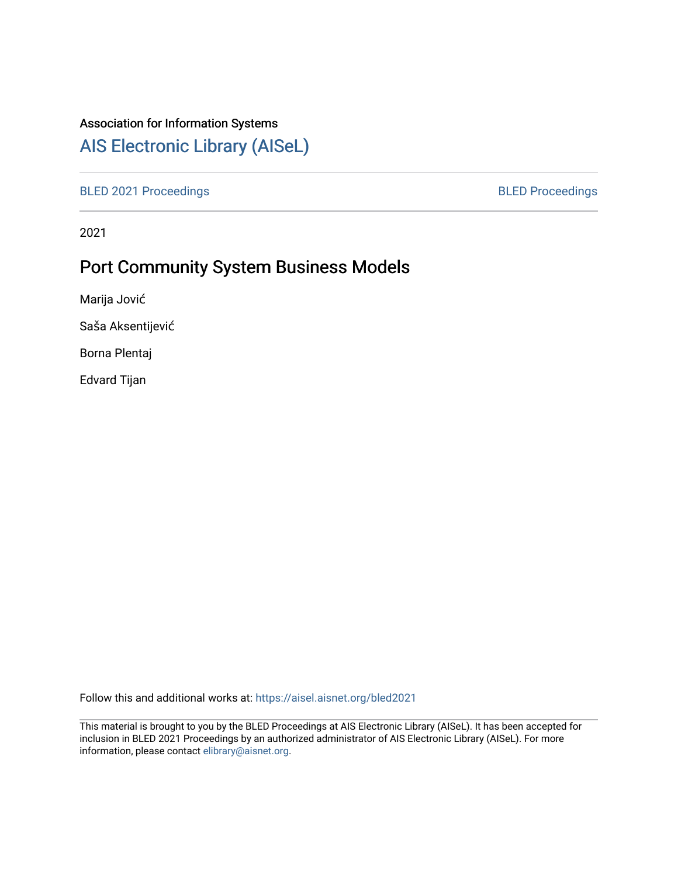Association for Information Systems

[AIS Electronic Library (AISeL)](https://aisel.aisnet.org/)

BLED 2021 Proceedings | BLED Proceedings

2021

# Port Community System Business Models

Marija Jović

Saša Aksentijević

Borna Plentaj

Edvard Tijan

Follow this and additional works at: https://aisel.aisnet.org/bled2021

This material is brought to you by the BLED Proceedings at AIS Electronic Library (AISeL). It has been accepted for inclusion in BLED 2021 Proceedings by an authorized administrator of AIS Electronic Library (AISeL). For more information, please contact elibrary@aisnet.org.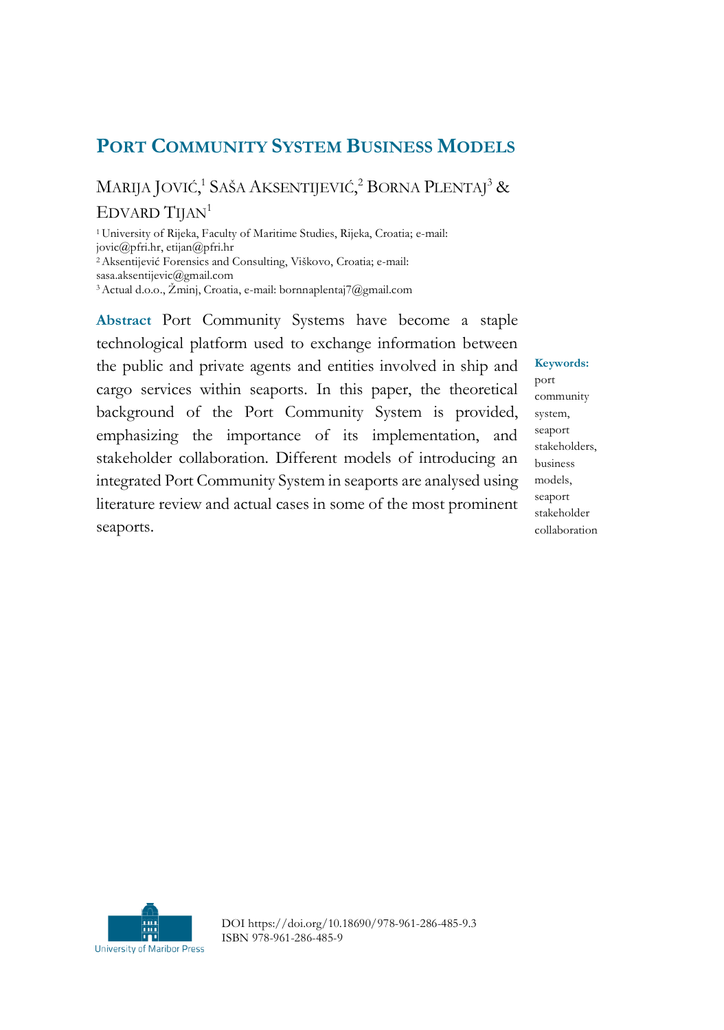# PORT COMMUNITY SYSTEM BUSINESS MODELS

MARIJA JOVIĆ,[1] SAŠA AKSENTIJEVIĆ,[2] BORNA PLENTAJ[3] & EDVARD TIJAN[1]

[1] University of Rijeka, Faculty of Maritime Studies, Rijeka, Croatia; e-mail: jovic@pfri.hr, etijan@pfri.hr
[2] Aksentijević Forensics and Consulting, Viškovo, Croatia; e-mail: sasa.aksentijevic@gmail.com
[3] Actual d.o.o., Žminj, Croatia, e-mail: bornnaplentaj7@gmail.com

**Abstract** Port Community Systems have become a staple technological platform used to exchange information between the public and private agents and entities involved in ship and cargo services within seaports. In this paper, the theoretical background of the Port Community System is provided, emphasizing the importance of its implementation, and stakeholder collaboration. Different models of introducing an integrated Port Community System in seaports are analysed using literature review and actual cases in some of the most prominent seaports.

**Keywords:** port community system, seaport stakeholders, business models, seaport stakeholder collaboration

DOI https://doi.org/10.18690/978-961-286-485-9.3
ISBN 978-961-286-485-9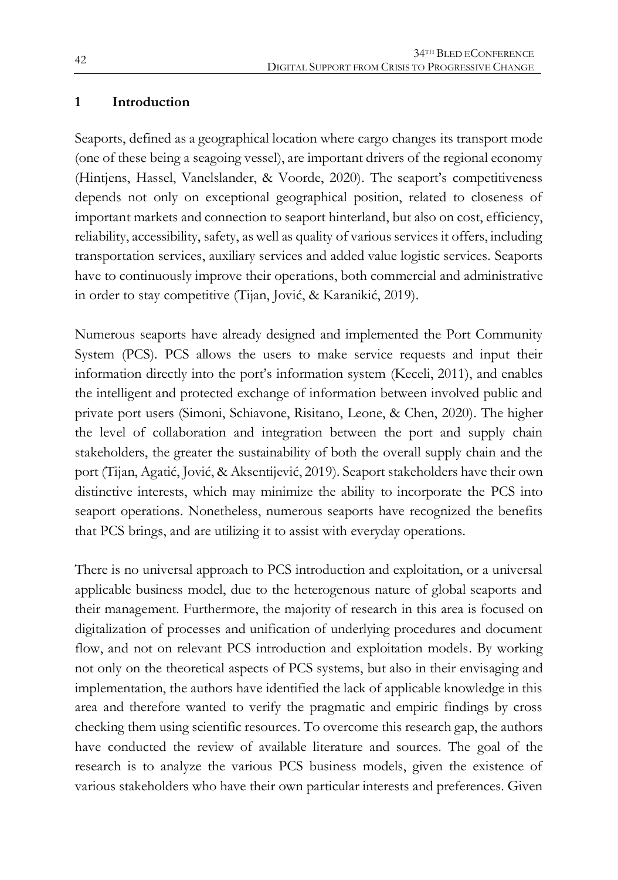## 1 Introduction

Seaports, defined as a geographical location where cargo changes its transport mode (one of these being a seagoing vessel), are important drivers of the regional economy (Hintjens, Hassel, Vanelslander, & Voorde, 2020). The seaport's competitiveness depends not only on exceptional geographical position, related to closeness of important markets and connection to seaport hinterland, but also on cost, efficiency, reliability, accessibility, safety, as well as quality of various services it offers, including transportation services, auxiliary services and added value logistic services. Seaports have to continuously improve their operations, both commercial and administrative in order to stay competitive (Tijan, Jović, & Karanikić, 2019).

Numerous seaports have already designed and implemented the Port Community System (PCS). PCS allows the users to make service requests and input their information directly into the port's information system (Keceli, 2011), and enables the intelligent and protected exchange of information between involved public and private port users (Simoni, Schiavone, Risitano, Leone, & Chen, 2020). The higher the level of collaboration and integration between the port and supply chain stakeholders, the greater the sustainability of both the overall supply chain and the port (Tijan, Agatić, Jović, & Aksentijević, 2019). Seaport stakeholders have their own distinctive interests, which may minimize the ability to incorporate the PCS into seaport operations. Nonetheless, numerous seaports have recognized the benefits that PCS brings, and are utilizing it to assist with everyday operations.

There is no universal approach to PCS introduction and exploitation, or a universal applicable business model, due to the heterogenous nature of global seaports and their management. Furthermore, the majority of research in this area is focused on digitalization of processes and unification of underlying procedures and document flow, and not on relevant PCS introduction and exploitation models. By working not only on the theoretical aspects of PCS systems, but also in their envisaging and implementation, the authors have identified the lack of applicable knowledge in this area and therefore wanted to verify the pragmatic and empiric findings by cross checking them using scientific resources. To overcome this research gap, the authors have conducted the review of available literature and sources. The goal of the research is to analyze the various PCS business models, given the existence of various stakeholders who have their own particular interests and preferences. Given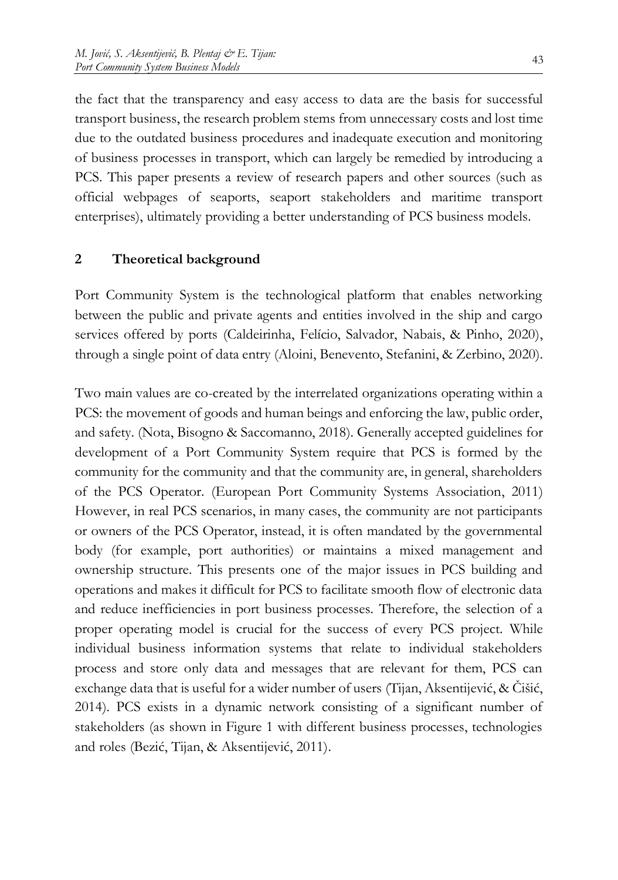the fact that the transparency and easy access to data are the basis for successful transport business, the research problem stems from unnecessary costs and lost time due to the outdated business procedures and inadequate execution and monitoring of business processes in transport, which can largely be remedied by introducing a PCS. This paper presents a review of research papers and other sources (such as official webpages of seaports, seaport stakeholders and maritime transport enterprises), ultimately providing a better understanding of PCS business models.

## 2 Theoretical background

Port Community System is the technological platform that enables networking between the public and private agents and entities involved in the ship and cargo services offered by ports (Caldeirinha, Felício, Salvador, Nabais, & Pinho, 2020), through a single point of data entry (Aloini, Benevento, Stefanini, & Zerbino, 2020).

Two main values are co-created by the interrelated organizations operating within a PCS: the movement of goods and human beings and enforcing the law, public order, and safety. (Nota, Bisogno & Saccomanno, 2018). Generally accepted guidelines for development of a Port Community System require that PCS is formed by the community for the community and that the community are, in general, shareholders of the PCS Operator. (European Port Community Systems Association, 2011) However, in real PCS scenarios, in many cases, the community are not participants or owners of the PCS Operator, instead, it is often mandated by the governmental body (for example, port authorities) or maintains a mixed management and ownership structure. This presents one of the major issues in PCS building and operations and makes it difficult for PCS to facilitate smooth flow of electronic data and reduce inefficiencies in port business processes. Therefore, the selection of a proper operating model is crucial for the success of every PCS project. While individual business information systems that relate to individual stakeholders process and store only data and messages that are relevant for them, PCS can exchange data that is useful for a wider number of users (Tijan, Aksentijević, & Čišić, 2014). PCS exists in a dynamic network consisting of a significant number of stakeholders (as shown in Figure 1 with different business processes, technologies and roles (Bezić, Tijan, & Aksentijević, 2011).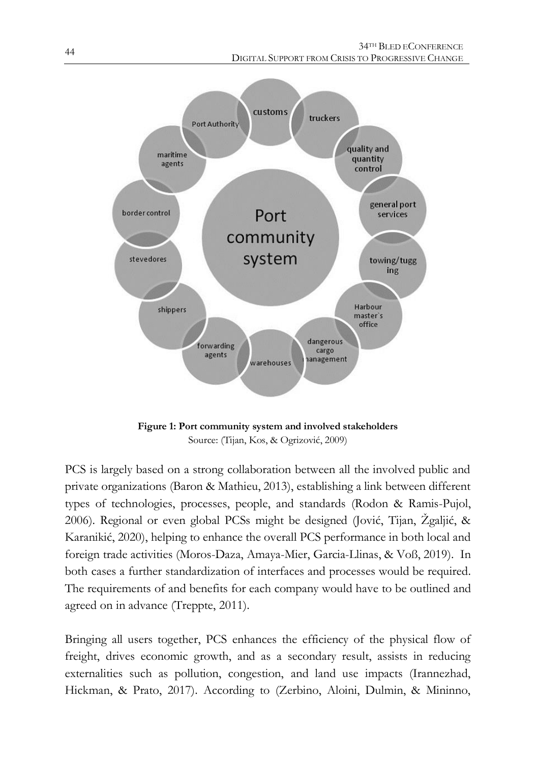**Figure 1: Port community system and involved stakeholders**
Source: (Tijan, Kos, & Ogrizović, 2009)

PCS is largely based on a strong collaboration between all the involved public and private organizations (Baron & Mathieu, 2013), establishing a link between different types of technologies, processes, people, and standards (Rodon & Ramis-Pujol, 2006). Regional or even global PCSs might be designed (Jović, Tijan, Žgaljić, & Karanikić, 2020), helping to enhance the overall PCS performance in both local and foreign trade activities (Moros-Daza, Amaya-Mier, Garcia-Llinas, & Voß, 2019). In both cases a further standardization of interfaces and processes would be required. The requirements of and benefits for each company would have to be outlined and agreed on in advance (Treppte, 2011).

Bringing all users together, PCS enhances the efficiency of the physical flow of freight, drives economic growth, and as a secondary result, assists in reducing externalities such as pollution, congestion, and land use impacts (Irannezhad, Hickman, & Prato, 2017). According to (Zerbino, Aloini, Dulmin, & Mininno,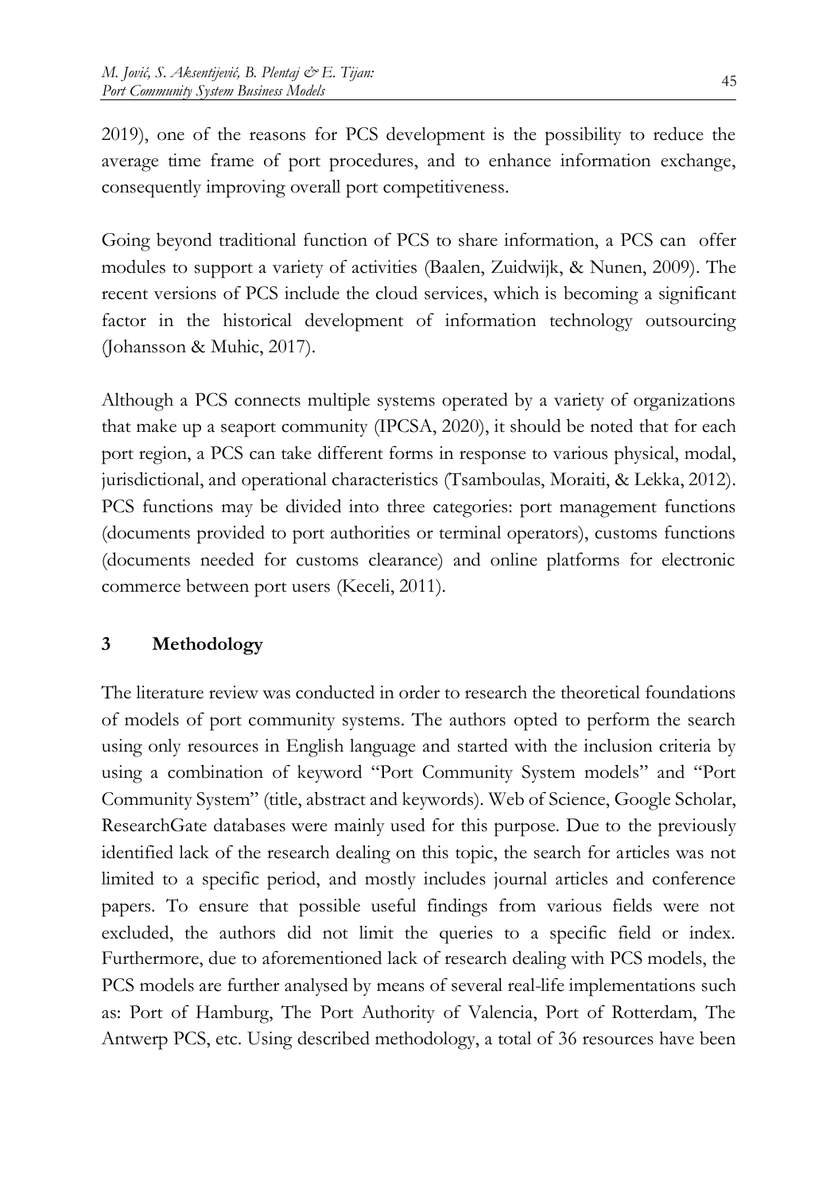2019), one of the reasons for PCS development is the possibility to reduce the average time frame of port procedures, and to enhance information exchange, consequently improving overall port competitiveness.

Going beyond traditional function of PCS to share information, a PCS can offer modules to support a variety of activities (Baalen, Zuidwijk, & Nunen, 2009). The recent versions of PCS include the cloud services, which is becoming a significant factor in the historical development of information technology outsourcing (Johansson & Muhic, 2017).

Although a PCS connects multiple systems operated by a variety of organizations that make up a seaport community (IPCSA, 2020), it should be noted that for each port region, a PCS can take different forms in response to various physical, modal, jurisdictional, and operational characteristics (Tsamboulas, Moraiti, & Lekka, 2012). PCS functions may be divided into three categories: port management functions (documents provided to port authorities or terminal operators), customs functions (documents needed for customs clearance) and online platforms for electronic commerce between port users (Keceli, 2011).

## 3 Methodology

The literature review was conducted in order to research the theoretical foundations of models of port community systems. The authors opted to perform the search using only resources in English language and started with the inclusion criteria by using a combination of keyword "Port Community System models" and "Port Community System" (title, abstract and keywords). Web of Science, Google Scholar, ResearchGate databases were mainly used for this purpose. Due to the previously identified lack of the research dealing on this topic, the search for articles was not limited to a specific period, and mostly includes journal articles and conference papers. To ensure that possible useful findings from various fields were not excluded, the authors did not limit the queries to a specific field or index. Furthermore, due to aforementioned lack of research dealing with PCS models, the PCS models are further analysed by means of several real-life implementations such as: Port of Hamburg, The Port Authority of Valencia, Port of Rotterdam, The Antwerp PCS, etc. Using described methodology, a total of 36 resources have been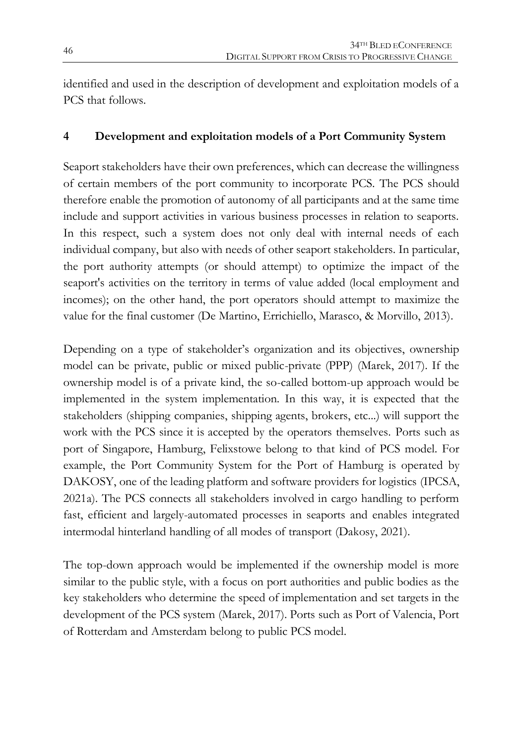identified and used in the description of development and exploitation models of a PCS that follows.

## 4 Development and exploitation models of a Port Community System

Seaport stakeholders have their own preferences, which can decrease the willingness of certain members of the port community to incorporate PCS. The PCS should therefore enable the promotion of autonomy of all participants and at the same time include and support activities in various business processes in relation to seaports. In this respect, such a system does not only deal with internal needs of each individual company, but also with needs of other seaport stakeholders. In particular, the port authority attempts (or should attempt) to optimize the impact of the seaport's activities on the territory in terms of value added (local employment and incomes); on the other hand, the port operators should attempt to maximize the value for the final customer (De Martino, Errichiello, Marasco, & Morvillo, 2013).

Depending on a type of stakeholder's organization and its objectives, ownership model can be private, public or mixed public-private (PPP) (Marek, 2017). If the ownership model is of a private kind, the so-called bottom-up approach would be implemented in the system implementation. In this way, it is expected that the stakeholders (shipping companies, shipping agents, brokers, etc...) will support the work with the PCS since it is accepted by the operators themselves. Ports such as port of Singapore, Hamburg, Felixstowe belong to that kind of PCS model. For example, the Port Community System for the Port of Hamburg is operated by DAKOSY, one of the leading platform and software providers for logistics (IPCSA, 2021a). The PCS connects all stakeholders involved in cargo handling to perform fast, efficient and largely-automated processes in seaports and enables integrated intermodal hinterland handling of all modes of transport (Dakosy, 2021).

The top-down approach would be implemented if the ownership model is more similar to the public style, with a focus on port authorities and public bodies as the key stakeholders who determine the speed of implementation and set targets in the development of the PCS system (Marek, 2017). Ports such as Port of Valencia, Port of Rotterdam and Amsterdam belong to public PCS model.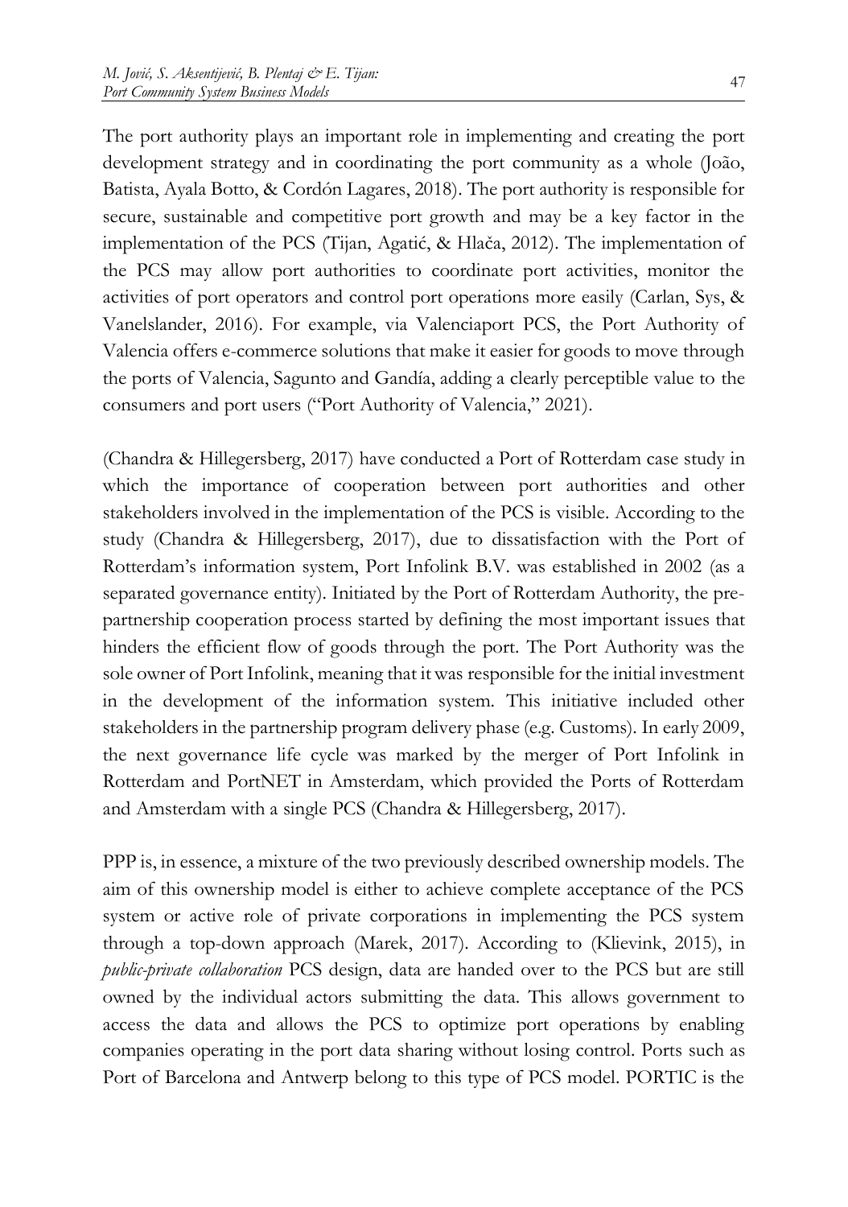The port authority plays an important role in implementing and creating the port development strategy and in coordinating the port community as a whole (João, Batista, Ayala Botto, & Cordón Lagares, 2018). The port authority is responsible for secure, sustainable and competitive port growth and may be a key factor in the implementation of the PCS (Tijan, Agatić, & Hlača, 2012). The implementation of the PCS may allow port authorities to coordinate port activities, monitor the activities of port operators and control port operations more easily (Carlan, Sys, & Vanelslander, 2016). For example, via Valenciaport PCS, the Port Authority of Valencia offers e-commerce solutions that make it easier for goods to move through the ports of Valencia, Sagunto and Gandía, adding a clearly perceptible value to the consumers and port users ("Port Authority of Valencia," 2021).

(Chandra & Hillegersberg, 2017) have conducted a Port of Rotterdam case study in which the importance of cooperation between port authorities and other stakeholders involved in the implementation of the PCS is visible. According to the study (Chandra & Hillegersberg, 2017), due to dissatisfaction with the Port of Rotterdam's information system, Port Infolink B.V. was established in 2002 (as a separated governance entity). Initiated by the Port of Rotterdam Authority, the pre-partnership cooperation process started by defining the most important issues that hinders the efficient flow of goods through the port. The Port Authority was the sole owner of Port Infolink, meaning that it was responsible for the initial investment in the development of the information system. This initiative included other stakeholders in the partnership program delivery phase (e.g. Customs). In early 2009, the next governance life cycle was marked by the merger of Port Infolink in Rotterdam and PortNET in Amsterdam, which provided the Ports of Rotterdam and Amsterdam with a single PCS (Chandra & Hillegersberg, 2017).

PPP is, in essence, a mixture of the two previously described ownership models. The aim of this ownership model is either to achieve complete acceptance of the PCS system or active role of private corporations in implementing the PCS system through a top-down approach (Marek, 2017). According to (Klievink, 2015), in *public-private collaboration* PCS design, data are handed over to the PCS but are still owned by the individual actors submitting the data. This allows government to access the data and allows the PCS to optimize port operations by enabling companies operating in the port data sharing without losing control. Ports such as Port of Barcelona and Antwerp belong to this type of PCS model. PORTIC is the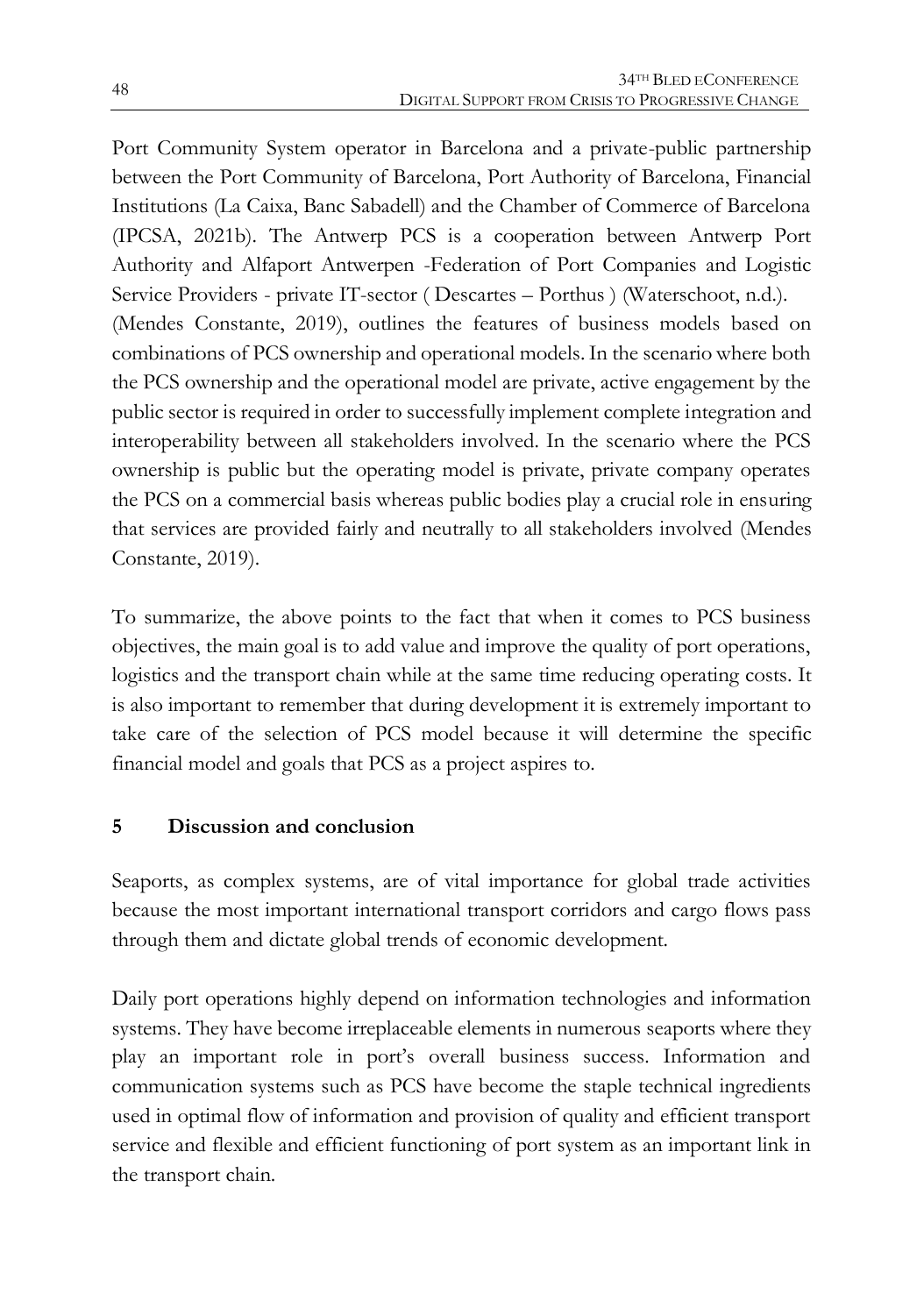Port Community System operator in Barcelona and a private-public partnership between the Port Community of Barcelona, Port Authority of Barcelona, Financial Institutions (La Caixa, Banc Sabadell) and the Chamber of Commerce of Barcelona (IPCSA, 2021b). The Antwerp PCS is a cooperation between Antwerp Port Authority and Alfaport Antwerpen -Federation of Port Companies and Logistic Service Providers - private IT-sector ( Descartes – Porthus ) (Waterschoot, n.d.). (Mendes Constante, 2019), outlines the features of business models based on combinations of PCS ownership and operational models. In the scenario where both the PCS ownership and the operational model are private, active engagement by the public sector is required in order to successfully implement complete integration and interoperability between all stakeholders involved. In the scenario where the PCS ownership is public but the operating model is private, private company operates the PCS on a commercial basis whereas public bodies play a crucial role in ensuring that services are provided fairly and neutrally to all stakeholders involved (Mendes Constante, 2019).

To summarize, the above points to the fact that when it comes to PCS business objectives, the main goal is to add value and improve the quality of port operations, logistics and the transport chain while at the same time reducing operating costs. It is also important to remember that during development it is extremely important to take care of the selection of PCS model because it will determine the specific financial model and goals that PCS as a project aspires to.

## 5 Discussion and conclusion

Seaports, as complex systems, are of vital importance for global trade activities because the most important international transport corridors and cargo flows pass through them and dictate global trends of economic development.

Daily port operations highly depend on information technologies and information systems. They have become irreplaceable elements in numerous seaports where they play an important role in port's overall business success. Information and communication systems such as PCS have become the staple technical ingredients used in optimal flow of information and provision of quality and efficient transport service and flexible and efficient functioning of port system as an important link in the transport chain.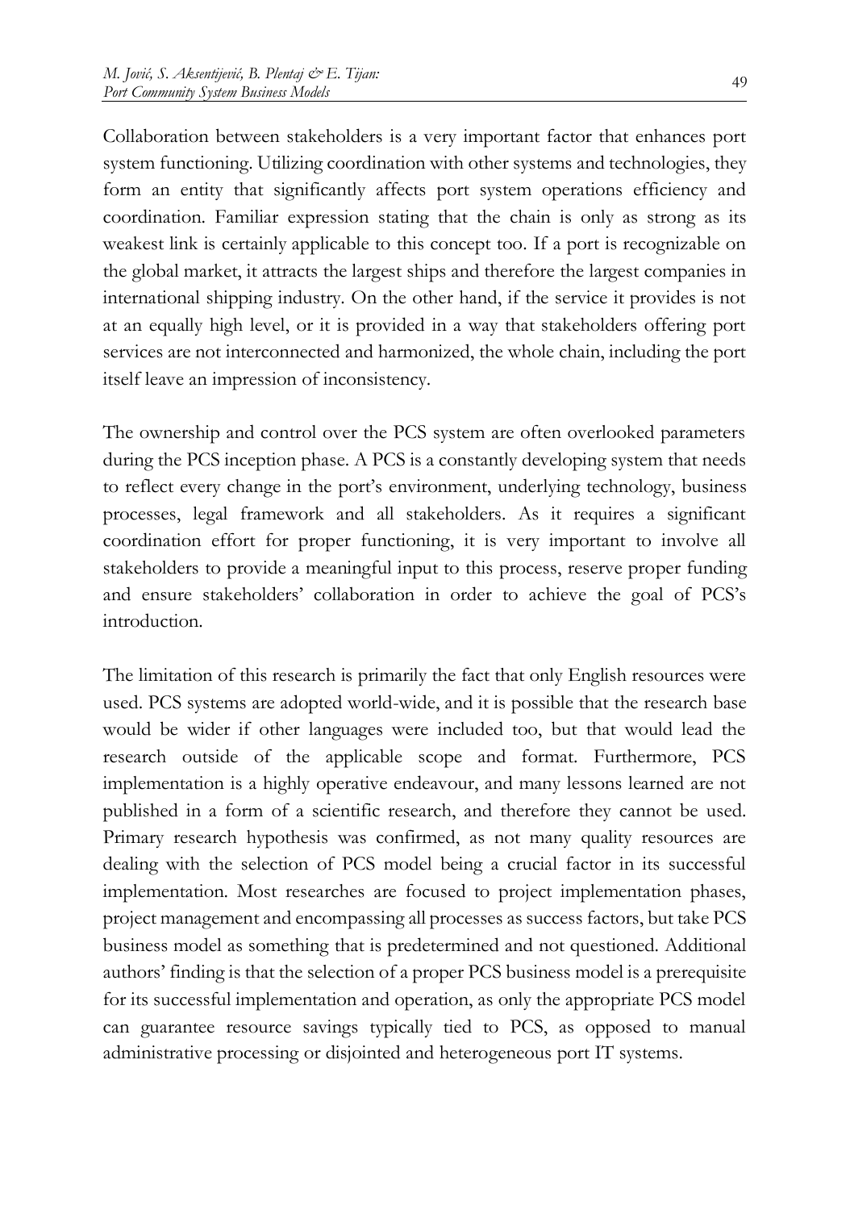Collaboration between stakeholders is a very important factor that enhances port system functioning. Utilizing coordination with other systems and technologies, they form an entity that significantly affects port system operations efficiency and coordination. Familiar expression stating that the chain is only as strong as its weakest link is certainly applicable to this concept too. If a port is recognizable on the global market, it attracts the largest ships and therefore the largest companies in international shipping industry. On the other hand, if the service it provides is not at an equally high level, or it is provided in a way that stakeholders offering port services are not interconnected and harmonized, the whole chain, including the port itself leave an impression of inconsistency.

The ownership and control over the PCS system are often overlooked parameters during the PCS inception phase. A PCS is a constantly developing system that needs to reflect every change in the port's environment, underlying technology, business processes, legal framework and all stakeholders. As it requires a significant coordination effort for proper functioning, it is very important to involve all stakeholders to provide a meaningful input to this process, reserve proper funding and ensure stakeholders' collaboration in order to achieve the goal of PCS's introduction.

The limitation of this research is primarily the fact that only English resources were used. PCS systems are adopted world-wide, and it is possible that the research base would be wider if other languages were included too, but that would lead the research outside of the applicable scope and format. Furthermore, PCS implementation is a highly operative endeavour, and many lessons learned are not published in a form of a scientific research, and therefore they cannot be used. Primary research hypothesis was confirmed, as not many quality resources are dealing with the selection of PCS model being a crucial factor in its successful implementation. Most researches are focused to project implementation phases, project management and encompassing all processes as success factors, but take PCS business model as something that is predetermined and not questioned. Additional authors' finding is that the selection of a proper PCS business model is a prerequisite for its successful implementation and operation, as only the appropriate PCS model can guarantee resource savings typically tied to PCS, as opposed to manual administrative processing or disjointed and heterogeneous port IT systems.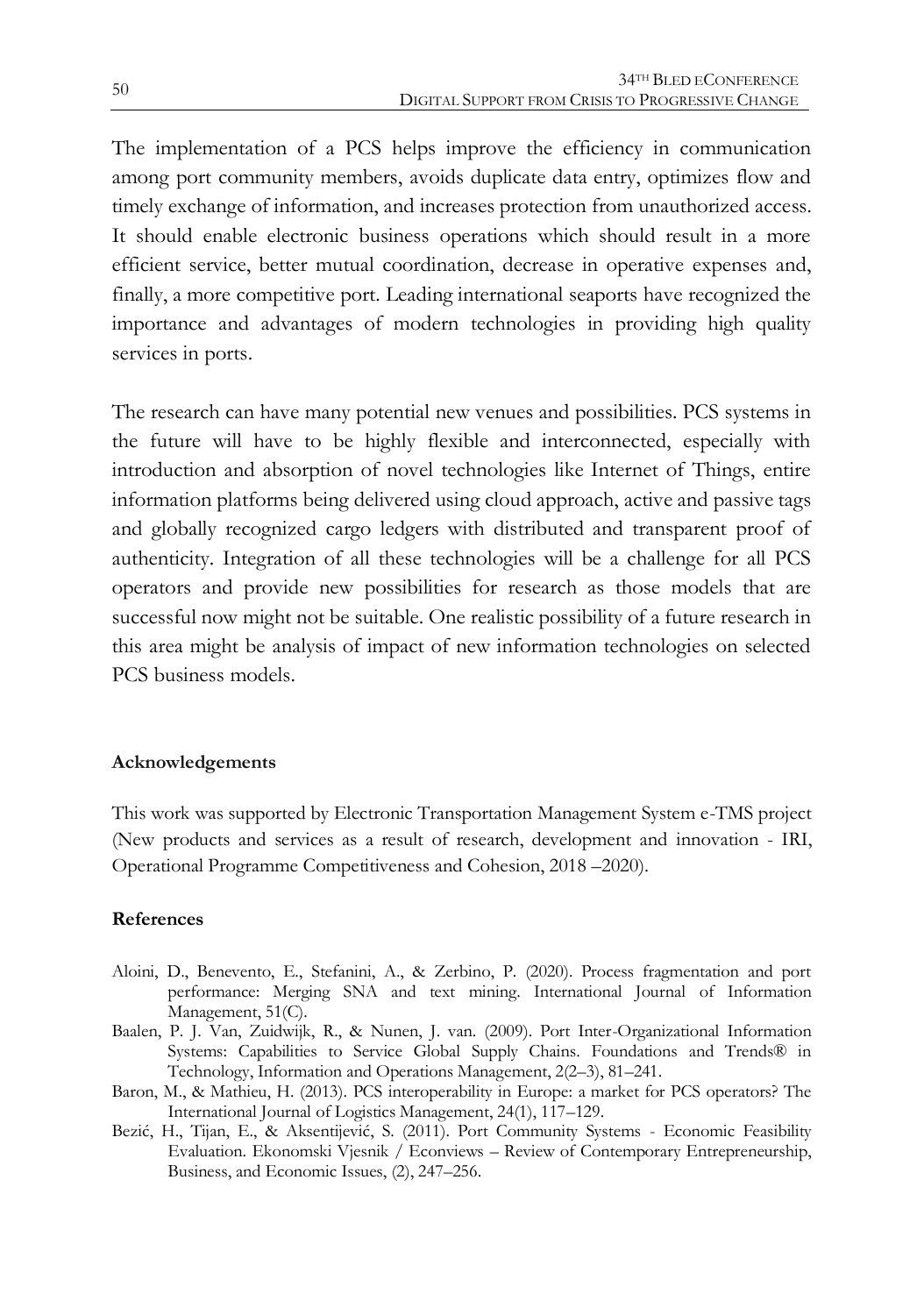The implementation of a PCS helps improve the efficiency in communication among port community members, avoids duplicate data entry, optimizes flow and timely exchange of information, and increases protection from unauthorized access. It should enable electronic business operations which should result in a more efficient service, better mutual coordination, decrease in operative expenses and, finally, a more competitive port. Leading international seaports have recognized the importance and advantages of modern technologies in providing high quality services in ports.

The research can have many potential new venues and possibilities. PCS systems in the future will have to be highly flexible and interconnected, especially with introduction and absorption of novel technologies like Internet of Things, entire information platforms being delivered using cloud approach, active and passive tags and globally recognized cargo ledgers with distributed and transparent proof of authenticity. Integration of all these technologies will be a challenge for all PCS operators and provide new possibilities for research as those models that are successful now might not be suitable. One realistic possibility of a future research in this area might be analysis of impact of new information technologies on selected PCS business models.

## Acknowledgements

This work was supported by Electronic Transportation Management System e-TMS project (New products and services as a result of research, development and innovation - IRI, Operational Programme Competitiveness and Cohesion, 2018 –2020).

## References

Aloini, D., Benevento, E., Stefanini, A., & Zerbino, P. (2020). Process fragmentation and port performance: Merging SNA and text mining. International Journal of Information Management, 51(C).

Baalen, P. J. Van, Zuidwijk, R., & Nunen, J. van. (2009). Port Inter-Organizational Information Systems: Capabilities to Service Global Supply Chains. Foundations and Trends® in Technology, Information and Operations Management, 2(2–3), 81–241.

Baron, M., & Mathieu, H. (2013). PCS interoperability in Europe: a market for PCS operators? The International Journal of Logistics Management, 24(1), 117–129.

Bezić, H., Tijan, E., & Aksentijević, S. (2011). Port Community Systems - Economic Feasibility Evaluation. Ekonomski Vjesnik / Econviews – Review of Contemporary Entrepreneurship, Business, and Economic Issues, (2), 247–256.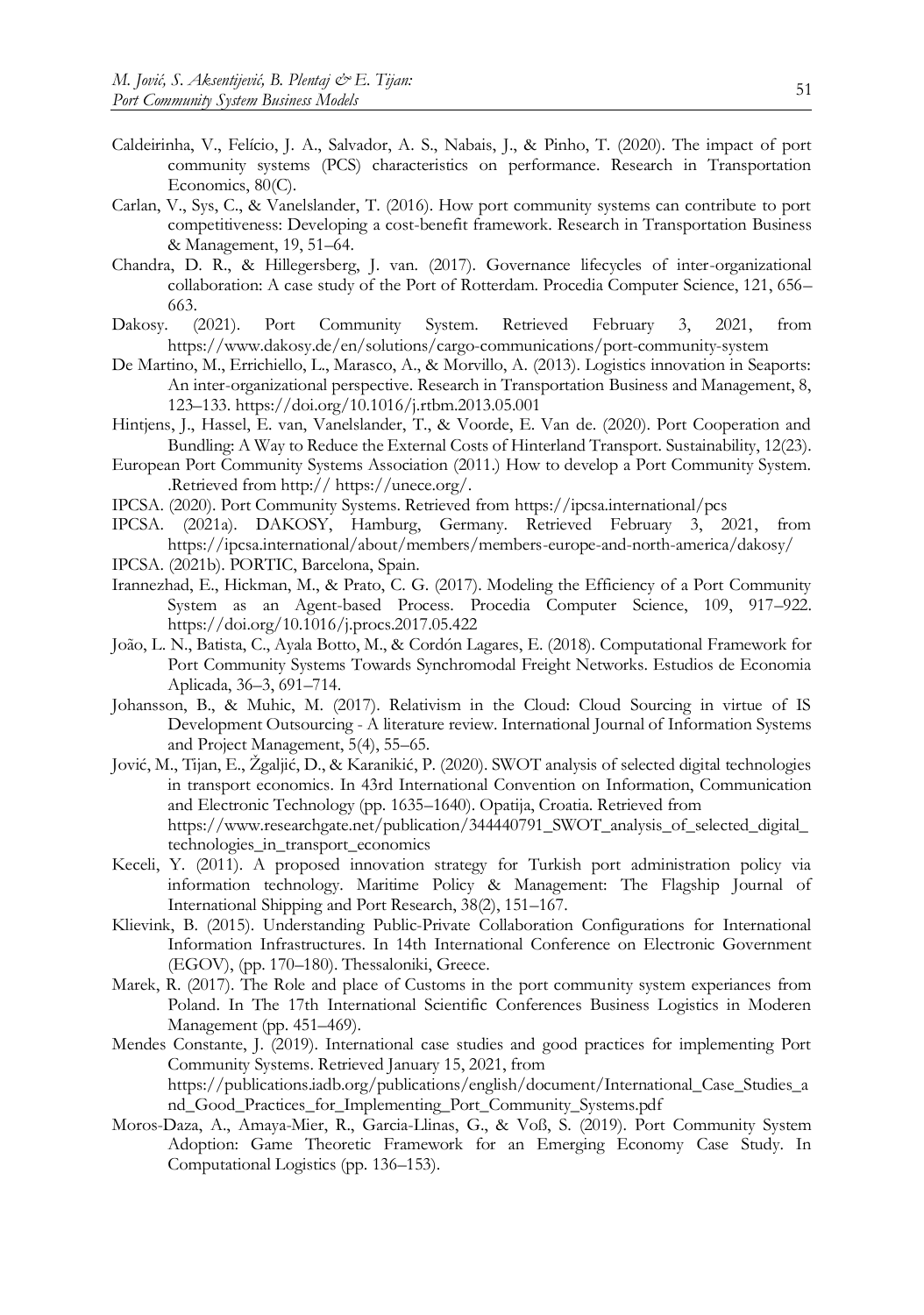Caldeirinha, V., Felício, J. A., Salvador, A. S., Nabais, J., & Pinho, T. (2020). The impact of port community systems (PCS) characteristics on performance. Research in Transportation Economics, 80(C).

Carlan, V., Sys, C., & Vanelslander, T. (2016). How port community systems can contribute to port competitiveness: Developing a cost-benefit framework. Research in Transportation Business & Management, 19, 51–64.

Chandra, D. R., & Hillegersberg, J. van. (2017). Governance lifecycles of inter-organizational collaboration: A case study of the Port of Rotterdam. Procedia Computer Science, 121, 656–663.

Dakosy. (2021). Port Community System. Retrieved February 3, 2021, from https://www.dakosy.de/en/solutions/cargo-communications/port-community-system

De Martino, M., Errichiello, L., Marasco, A., & Morvillo, A. (2013). Logistics innovation in Seaports: An inter-organizational perspective. Research in Transportation Business and Management, 8, 123–133. https://doi.org/10.1016/j.rtbm.2013.05.001

Hintjens, J., Hassel, E. van, Vanelslander, T., & Voorde, E. Van de. (2020). Port Cooperation and Bundling: A Way to Reduce the External Costs of Hinterland Transport. Sustainability, 12(23).

European Port Community Systems Association (2011.) How to develop a Port Community System. .Retrieved from http:// https://unece.org/.

IPCSA. (2020). Port Community Systems. Retrieved from https://ipcsa.international/pcs

IPCSA. (2021a). DAKOSY, Hamburg, Germany. Retrieved February 3, 2021, from https://ipcsa.international/about/members/members-europe-and-north-america/dakosy/

IPCSA. (2021b). PORTIC, Barcelona, Spain.

Irannezhad, E., Hickman, M., & Prato, C. G. (2017). Modeling the Efficiency of a Port Community System as an Agent-based Process. Procedia Computer Science, 109, 917–922. https://doi.org/10.1016/j.procs.2017.05.422

João, L. N., Batista, C., Ayala Botto, M., & Cordón Lagares, E. (2018). Computational Framework for Port Community Systems Towards Synchromodal Freight Networks. Estudios de Economia Aplicada, 36–3, 691–714.

Johansson, B., & Muhic, M. (2017). Relativism in the Cloud: Cloud Sourcing in virtue of IS Development Outsourcing - A literature review. International Journal of Information Systems and Project Management, 5(4), 55–65.

Jović, M., Tijan, E., Žgaljić, D., & Karanikić, P. (2020). SWOT analysis of selected digital technologies in transport economics. In 43rd International Convention on Information, Communication and Electronic Technology (pp. 1635–1640). Opatija, Croatia. Retrieved from https://www.researchgate.net/publication/344440791_SWOT_analysis_of_selected_digital_technologies_in_transport_economics

Keceli, Y. (2011). A proposed innovation strategy for Turkish port administration policy via information technology. Maritime Policy & Management: The Flagship Journal of International Shipping and Port Research, 38(2), 151–167.

Klievink, B. (2015). Understanding Public-Private Collaboration Configurations for International Information Infrastructures. In 14th International Conference on Electronic Government (EGOV), (pp. 170–180). Thessaloniki, Greece.

Marek, R. (2017). The Role and place of Customs in the port community system experiances from Poland. In The 17th International Scientific Conferences Business Logistics in Moderen Management (pp. 451–469).

Mendes Constante, J. (2019). International case studies and good practices for implementing Port Community Systems. Retrieved January 15, 2021, from https://publications.iadb.org/publications/english/document/International_Case_Studies_and_Good_Practices_for_Implementing_Port_Community_Systems.pdf

Moros-Daza, A., Amaya-Mier, R., Garcia-Llinas, G., & Voß, S. (2019). Port Community System Adoption: Game Theoretic Framework for an Emerging Economy Case Study. In Computational Logistics (pp. 136–153).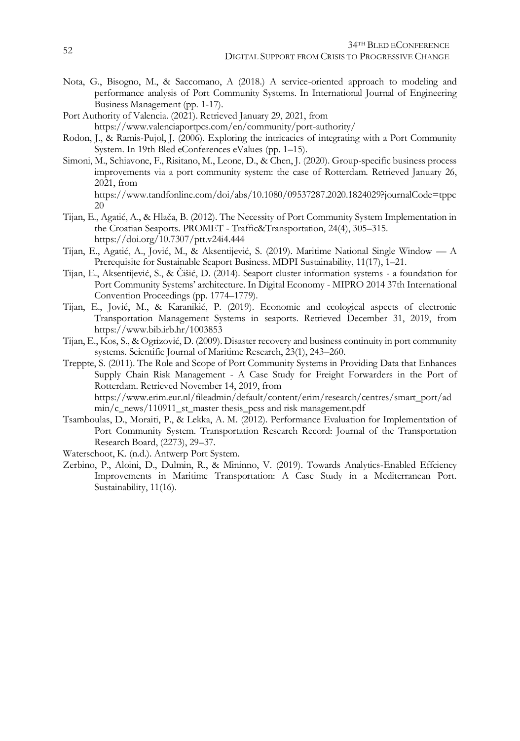Nota, G., Bisogno, M., & Saccomano, A (2018.) A service-oriented approach to modeling and performance analysis of Port Community Systems. In International Journal of Engineering Business Management (pp. 1-17).

Port Authority of Valencia. (2021). Retrieved January 29, 2021, from https://www.valenciaportpcs.com/en/community/port-authority/

Rodon, J., & Ramis-Pujol, J. (2006). Exploring the intricacies of integrating with a Port Community System. In 19th Bled eConferences eValues (pp. 1–15).

Simoni, M., Schiavone, F., Risitano, M., Leone, D., & Chen, J. (2020). Group-specific business process improvements via a port community system: the case of Rotterdam. Retrieved January 26, 2021, from https://www.tandfonline.com/doi/abs/10.1080/09537287.2020.1824029?journalCode=tppc20

Tijan, E., Agatić, A., & Hlača, B. (2012). The Necessity of Port Community System Implementation in the Croatian Seaports. PROMET - Traffic&Transportation, 24(4), 305–315. https://doi.org/10.7307/ptt.v24i4.444

Tijan, E., Agatić, A., Jović, M., & Aksentijević, S. (2019). Maritime National Single Window — A Prerequisite for Sustainable Seaport Business. MDPI Sustainability, 11(17), 1–21.

Tijan, E., Aksentijević, S., & Čišić, D. (2014). Seaport cluster information systems - a foundation for Port Community Systems' architecture. In Digital Economy - MIPRO 2014 37th International Convention Proceedings (pp. 1774–1779).

Tijan, E., Jović, M., & Karanikić, P. (2019). Economic and ecological aspects of electronic Transportation Management Systems in seaports. Retrieved December 31, 2019, from https://www.bib.irb.hr/1003853

Tijan, E., Kos, S., & Ogrizović, D. (2009). Disaster recovery and business continuity in port community systems. Scientific Journal of Maritime Research, 23(1), 243–260.

Treppte, S. (2011). The Role and Scope of Port Community Systems in Providing Data that Enhances Supply Chain Risk Management - A Case Study for Freight Forwarders in the Port of Rotterdam. Retrieved November 14, 2019, from https://www.erim.eur.nl/fileadmin/default/content/erim/research/centres/smart_port/admin/c_news/110911_st_master thesis_pcss and risk management.pdf

Tsamboulas, D., Moraiti, P., & Lekka, A. M. (2012). Performance Evaluation for Implementation of Port Community System. Transportation Research Record: Journal of the Transportation Research Board, (2273), 29–37.

Waterschoot, K. (n.d.). Antwerp Port System.

Zerbino, P., Aloini, D., Dulmin, R., & Mininno, V. (2019). Towards Analytics-Enabled Effciency Improvements in Maritime Transportation: A Case Study in a Mediterranean Port. Sustainability, 11(16).